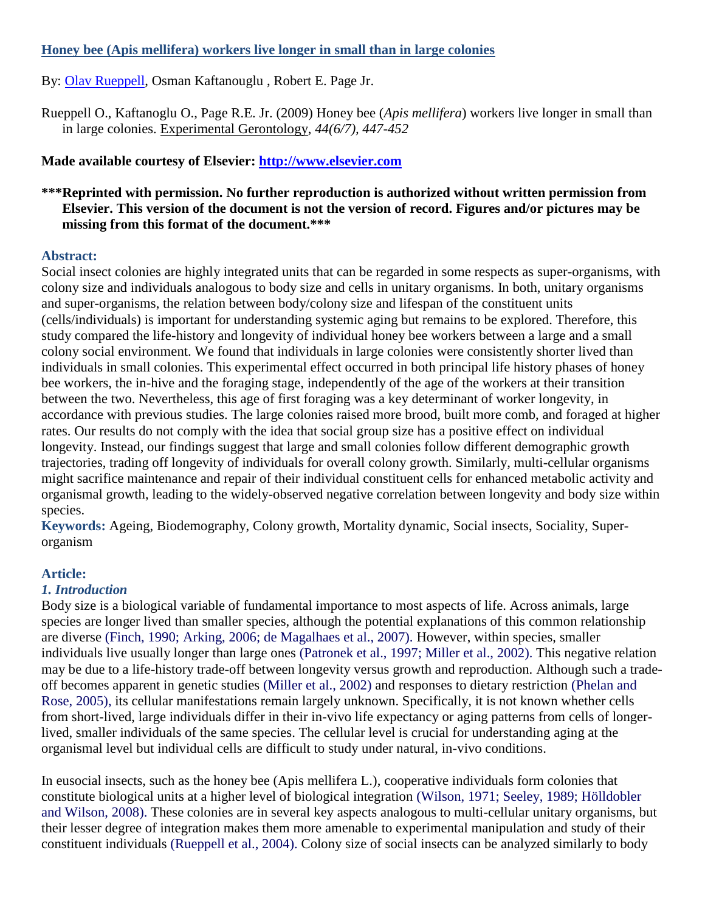# [Honey bee (Apis mellifera) workers live longer in small than in large colonies](#)

By: [Olav Rueppell](#), Osman Kaftanouglu , Robert E. Page Jr.

Rueppell O., Kaftanouglu O., Page R.E. Jr. (2009) Honey bee (*Apis mellifera*) workers live longer in small than in large colonies. Experimental Gerontology, *44(6/7), 447-452*

**Made available courtesy of Elsevier: [http://www.elsevier.com](http://www.elsevier.com)**

**\*\*\*Reprinted with permission. No further reproduction is authorized without written permission from Elsevier. This version of the document is not the version of record. Figures and/or pictures may be missing from this format of the document.\*\*\***

## Abstract:

Social insect colonies are highly integrated units that can be regarded in some respects as super-organisms, with colony size and individuals analogous to body size and cells in unitary organisms. In both, unitary organisms and super-organisms, the relation between body/colony size and lifespan of the constituent units (cells/individuals) is important for understanding systemic aging but remains to be explored. Therefore, this study compared the life-history and longevity of individual honey bee workers between a large and a small colony social environment. We found that individuals in large colonies were consistently shorter lived than individuals in small colonies. This experimental effect occurred in both principal life history phases of honey bee workers, the in-hive and the foraging stage, independently of the age of the workers at their transition between the two. Nevertheless, this age of first foraging was a key determinant of worker longevity, in accordance with previous studies. The large colonies raised more brood, built more comb, and foraged at higher rates. Our results do not comply with the idea that social group size has a positive effect on individual longevity. Instead, our findings suggest that large and small colonies follow different demographic growth trajectories, trading off longevity of individuals for overall colony growth. Similarly, multi-cellular organisms might sacrifice maintenance and repair of their individual constituent cells for enhanced metabolic activity and organismal growth, leading to the widely-observed negative correlation between longevity and body size within species.

**Keywords:** Ageing, Biodemography, Colony growth, Mortality dynamic, Social insects, Sociality, Super-organism

## Article:

### *1. Introduction*

Body size is a biological variable of fundamental importance to most aspects of life. Across animals, large species are longer lived than smaller species, although the potential explanations of this common relationship are diverse (Finch, 1990; Arking, 2006; de Magalhaes et al., 2007). However, within species, smaller individuals live usually longer than large ones (Patronek et al., 1997; Miller et al., 2002). This negative relation may be due to a life-history trade-off between longevity versus growth and reproduction. Although such a trade-off becomes apparent in genetic studies (Miller et al., 2002) and responses to dietary restriction (Phelan and Rose, 2005), its cellular manifestations remain largely unknown. Specifically, it is not known whether cells from short-lived, large individuals differ in their in-vivo life expectancy or aging patterns from cells of longer-lived, smaller individuals of the same species. The cellular level is crucial for understanding aging at the organismal level but individual cells are difficult to study under natural, in-vivo conditions.

In eusocial insects, such as the honey bee (Apis mellifera L.), cooperative individuals form colonies that constitute biological units at a higher level of biological integration (Wilson, 1971; Seeley, 1989; Hölldobler and Wilson, 2008). These colonies are in several key aspects analogous to multi-cellular unitary organisms, but their lesser degree of integration makes them more amenable to experimental manipulation and study of their constituent individuals (Rueppell et al., 2004). Colony size of social insects can be analyzed similarly to body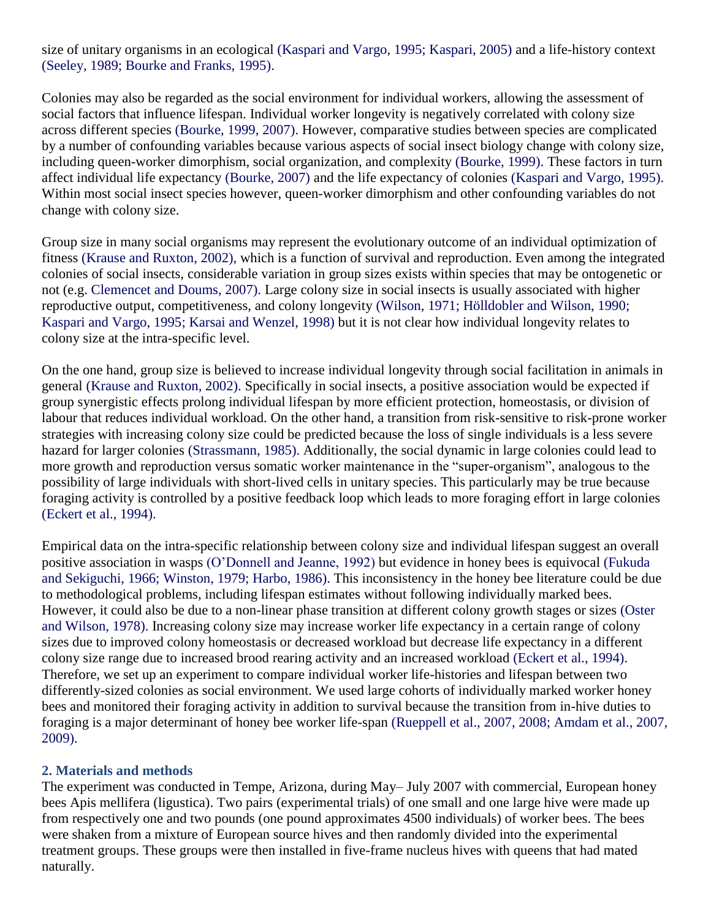size of unitary organisms in an ecological (Kaspari and Vargo, 1995; Kaspari, 2005) and a life-history context (Seeley, 1989; Bourke and Franks, 1995).

Colonies may also be regarded as the social environment for individual workers, allowing the assessment of social factors that influence lifespan. Individual worker longevity is negatively correlated with colony size across different species (Bourke, 1999, 2007). However, comparative studies between species are complicated by a number of confounding variables because various aspects of social insect biology change with colony size, including queen-worker dimorphism, social organization, and complexity (Bourke, 1999). These factors in turn affect individual life expectancy (Bourke, 2007) and the life expectancy of colonies (Kaspari and Vargo, 1995). Within most social insect species however, queen-worker dimorphism and other confounding variables do not change with colony size.

Group size in many social organisms may represent the evolutionary outcome of an individual optimization of fitness (Krause and Ruxton, 2002), which is a function of survival and reproduction. Even among the integrated colonies of social insects, considerable variation in group sizes exists within species that may be ontogenetic or not (e.g. Clemencet and Doums, 2007). Large colony size in social insects is usually associated with higher reproductive output, competitiveness, and colony longevity (Wilson, 1971; Hölldobler and Wilson, 1990; Kaspari and Vargo, 1995; Karsai and Wenzel, 1998) but it is not clear how individual longevity relates to colony size at the intra-specific level.

On the one hand, group size is believed to increase individual longevity through social facilitation in animals in general (Krause and Ruxton, 2002). Specifically in social insects, a positive association would be expected if group synergistic effects prolong individual lifespan by more efficient protection, homeostasis, or division of labour that reduces individual workload. On the other hand, a transition from risk-sensitive to risk-prone worker strategies with increasing colony size could be predicted because the loss of single individuals is a less severe hazard for larger colonies (Strassmann, 1985). Additionally, the social dynamic in large colonies could lead to more growth and reproduction versus somatic worker maintenance in the "super-organism", analogous to the possibility of large individuals with short-lived cells in unitary species. This particularly may be true because foraging activity is controlled by a positive feedback loop which leads to more foraging effort in large colonies (Eckert et al., 1994).

Empirical data on the intra-specific relationship between colony size and individual lifespan suggest an overall positive association in wasps (O'Donnell and Jeanne, 1992) but evidence in honey bees is equivocal (Fukuda and Sekiguchi, 1966; Winston, 1979; Harbo, 1986). This inconsistency in the honey bee literature could be due to methodological problems, including lifespan estimates without following individually marked bees. However, it could also be due to a non-linear phase transition at different colony growth stages or sizes (Oster and Wilson, 1978). Increasing colony size may increase worker life expectancy in a certain range of colony sizes due to improved colony homeostasis or decreased workload but decrease life expectancy in a different colony size range due to increased brood rearing activity and an increased workload (Eckert et al., 1994). Therefore, we set up an experiment to compare individual worker life-histories and lifespan between two differently-sized colonies as social environment. We used large cohorts of individually marked worker honey bees and monitored their foraging activity in addition to survival because the transition from in-hive duties to foraging is a major determinant of honey bee worker life-span (Rueppell et al., 2007, 2008; Amdam et al., 2007, 2009).

## 2. Materials and methods

The experiment was conducted in Tempe, Arizona, during May– July 2007 with commercial, European honey bees Apis mellifera (ligustica). Two pairs (experimental trials) of one small and one large hive were made up from respectively one and two pounds (one pound approximates 4500 individuals) of worker bees. The bees were shaken from a mixture of European source hives and then randomly divided into the experimental treatment groups. These groups were then installed in five-frame nucleus hives with queens that had mated naturally.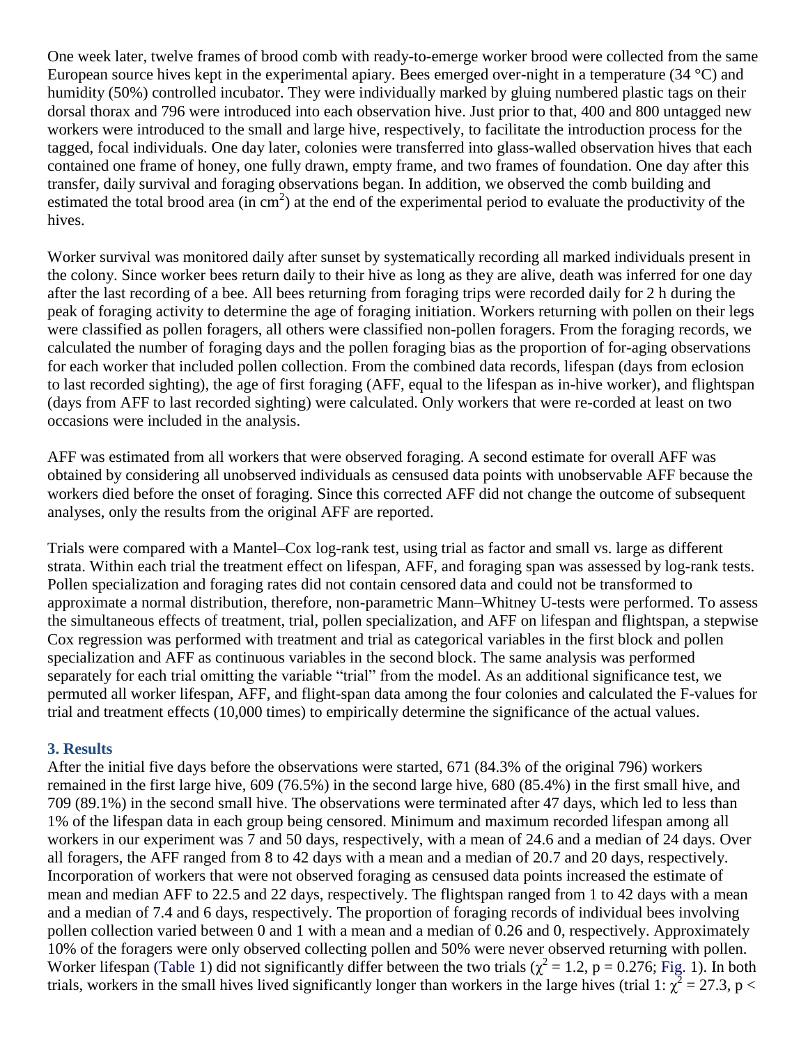One week later, twelve frames of brood comb with ready-to-emerge worker brood were collected from the same European source hives kept in the experimental apiary. Bees emerged over-night in a temperature (34 °C) and humidity (50%) controlled incubator. They were individually marked by gluing numbered plastic tags on their dorsal thorax and 796 were introduced into each observation hive. Just prior to that, 400 and 800 untagged new workers were introduced to the small and large hive, respectively, to facilitate the introduction process for the tagged, focal individuals. One day later, colonies were transferred into glass-walled observation hives that each contained one frame of honey, one fully drawn, empty frame, and two frames of foundation. One day after this transfer, daily survival and foraging observations began. In addition, we observed the comb building and estimated the total brood area (in $cm^2$) at the end of the experimental period to evaluate the productivity of the hives.

Worker survival was monitored daily after sunset by systematically recording all marked individuals present in the colony. Since worker bees return daily to their hive as long as they are alive, death was inferred for one day after the last recording of a bee. All bees returning from foraging trips were recorded daily for 2 h during the peak of foraging activity to determine the age of foraging initiation. Workers returning with pollen on their legs were classified as pollen foragers, all others were classified non-pollen foragers. From the foraging records, we calculated the number of foraging days and the pollen foraging bias as the proportion of for-aging observations for each worker that included pollen collection. From the combined data records, lifespan (days from eclosion to last recorded sighting), the age of first foraging (AFF, equal to the lifespan as in-hive worker), and flightspan (days from AFF to last recorded sighting) were calculated. Only workers that were re-corded at least on two occasions were included in the analysis.

AFF was estimated from all workers that were observed foraging. A second estimate for overall AFF was obtained by considering all unobserved individuals as censused data points with unobservable AFF because the workers died before the onset of foraging. Since this corrected AFF did not change the outcome of subsequent analyses, only the results from the original AFF are reported.

Trials were compared with a Mantel–Cox log-rank test, using trial as factor and small vs. large as different strata. Within each trial the treatment effect on lifespan, AFF, and foraging span was assessed by log-rank tests. Pollen specialization and foraging rates did not contain censored data and could not be transformed to approximate a normal distribution, therefore, non-parametric Mann–Whitney U-tests were performed. To assess the simultaneous effects of treatment, trial, pollen specialization, and AFF on lifespan and flightspan, a stepwise Cox regression was performed with treatment and trial as categorical variables in the first block and pollen specialization and AFF as continuous variables in the second block. The same analysis was performed separately for each trial omitting the variable "trial" from the model. As an additional significance test, we permuted all worker lifespan, AFF, and flight-span data among the four colonies and calculated the F-values for trial and treatment effects (10,000 times) to empirically determine the significance of the actual values.

## 3. Results

After the initial five days before the observations were started, 671 (84.3% of the original 796) workers remained in the first large hive, 609 (76.5%) in the second large hive, 680 (85.4%) in the first small hive, and 709 (89.1%) in the second small hive. The observations were terminated after 47 days, which led to less than 1% of the lifespan data in each group being censored. Minimum and maximum recorded lifespan among all workers in our experiment was 7 and 50 days, respectively, with a mean of 24.6 and a median of 24 days. Over all foragers, the AFF ranged from 8 to 42 days with a mean and a median of 20.7 and 20 days, respectively. Incorporation of workers that were not observed foraging as censused data points increased the estimate of mean and median AFF to 22.5 and 22 days, respectively. The flightspan ranged from 1 to 42 days with a mean and a median of 7.4 and 6 days, respectively. The proportion of foraging records of individual bees involving pollen collection varied between 0 and 1 with a mean and a median of 0.26 and 0, respectively. Approximately 10% of the foragers were only observed collecting pollen and 50% were never observed returning with pollen. Worker lifespan (Table 1) did not significantly differ between the two trials ($\chi^2 = 1.2$, $p = 0.276$; Fig. 1). In both trials, workers in the small hives lived significantly longer than workers in the large hives (trial 1: $\chi^2 = 27.3$, $p <$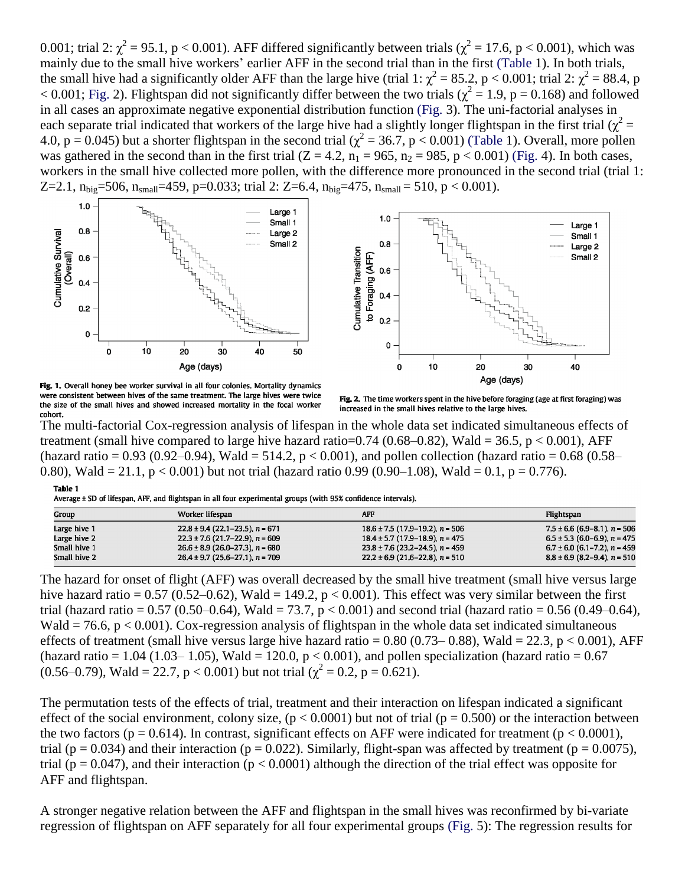0.001; trial 2: $\chi^2 = 95.1$, $p < 0.001$). AFF differed significantly between trials ($\chi^2 = 17.6$, $p < 0.001$), which was mainly due to the small hive workers' earlier AFF in the second trial than in the first (Table 1). In both trials, the small hive had a significantly older AFF than the large hive (trial 1: $\chi^2 = 85.2$, $p < 0.001$; trial 2: $\chi^2 = 88.4$, $p < 0.001$; Fig. 2). Flightspan did not significantly differ between the two trials ($\chi^2 = 1.9$, $p = 0.168$) and followed in all cases an approximate negative exponential distribution function (Fig. 3). The uni-factorial analyses in each separate trial indicated that workers of the large hive had a slightly longer flightspan in the first trial ($\chi^2 = 4.0$, $p = 0.045$) but a shorter flightspan in the second trial ($\chi^2 = 36.7$, $p < 0.001$) (Table 1). Overall, more pollen was gathered in the second than in the first trial ($Z = 4.2$, $n_1 = 965$, $n_2 = 985$, $p < 0.001$) (Fig. 4). In both cases, workers in the small hive collected more pollen, with the difference more pronounced in the second trial (trial 1: $Z=2.1$, $n_{big}=506$, $n_{small}=459$, $p=0.033$; trial 2: $Z=6.4$, $n_{big}=475$, $n_{small} = 510$, $p < 0.001$).

**Fig. 1.** Overall honey bee worker survival in all four colonies. Mortality dynamics were consistent between hives of the same treatment. The large hives were twice the size of the small hives and showed increased mortality in the focal worker cohort.

**Fig. 2.** The time workers spent in the hive before foraging (age at first foraging) was increased in the small hives relative to the large hives.

The multi-factorial Cox-regression analysis of lifespan in the whole data set indicated simultaneous effects of treatment (small hive compared to large hive hazard ratio=0.74 (0.68–0.82), Wald = 36.5, $p < 0.001$), AFF (hazard ratio = 0.93 (0.92–0.94), Wald = 514.2, $p < 0.001$), and pollen collection (hazard ratio = 0.68 (0.58–0.80), Wald = 21.1, $p < 0.001$) but not trial (hazard ratio 0.99 (0.90–1.08), Wald = 0.1, $p = 0.776$).

**Table 1**
Average ± SD of lifespan, AFF, and flightspan in all four experimental groups (with 95% confidence intervals).

| Group | Worker lifespan | AFF | Flightspan |
|---|---|---|---|
| Large hive 1 | 22.8 ± 9.4 (22.1–23.5), *n* = 671 | 18.6 ± 7.5 (17.9–19.2), *n* = 506 | 7.5 ± 6.6 (6.9–8.1), *n* = 506 |
| Large hive 2 | 22.3 ± 7.6 (21.7–22.9), *n* = 609 | 18.4 ± 5.7 (17.9–18.9), *n* = 475 | 6.5 ± 5.3 (6.0–6.9), *n* = 475 |
| Small hive 1 | 26.6 ± 8.9 (26.0–27.3), *n* = 680 | 23.8 ± 7.6 (23.2–24.5), *n* = 459 | 6.7 ± 6.0 (6.1–7.2), *n* = 459 |
| Small hive 2 | 26.4 ± 9.7 (25.6–27.1), *n* = 709 | 22.2 ± 6.9 (21.6–22.8), *n* = 510 | 8.8 ± 6.9 (8.2–9.4), *n* = 510 |

The hazard for onset of flight (AFF) was overall decreased by the small hive treatment (small hive versus large hive hazard ratio = 0.57 (0.52–0.62), Wald = 149.2, $p < 0.001$). This effect was very similar between the first trial (hazard ratio = 0.57 (0.50–0.64), Wald = 73.7, $p < 0.001$) and second trial (hazard ratio = 0.56 (0.49–0.64), Wald = 76.6, $p < 0.001$). Cox-regression analysis of flightspan in the whole data set indicated simultaneous effects of treatment (small hive versus large hive hazard ratio = 0.80 (0.73– 0.88), Wald = 22.3, $p < 0.001$), AFF (hazard ratio = 1.04 (1.03– 1.05), Wald = 120.0, $p < 0.001$), and pollen specialization (hazard ratio = 0.67 (0.56–0.79), Wald = 22.7, $p < 0.001$) but not trial ($\chi^2 = 0.2$, $p = 0.621$).

The permutation tests of the effects of trial, treatment and their interaction on lifespan indicated a significant effect of the social environment, colony size, ($p < 0.0001$) but not of trial ($p = 0.500$) or the interaction between the two factors ($p = 0.614$). In contrast, significant effects on AFF were indicated for treatment ($p < 0.0001$), trial ($p = 0.034$) and their interaction ($p = 0.022$). Similarly, flight-span was affected by treatment ($p = 0.0075$), trial ($p = 0.047$), and their interaction ($p < 0.0001$) although the direction of the trial effect was opposite for AFF and flightspan.

A stronger negative relation between the AFF and flightspan in the small hives was reconfirmed by bi-variate regression of flightspan on AFF separately for all four experimental groups (Fig. 5): The regression results for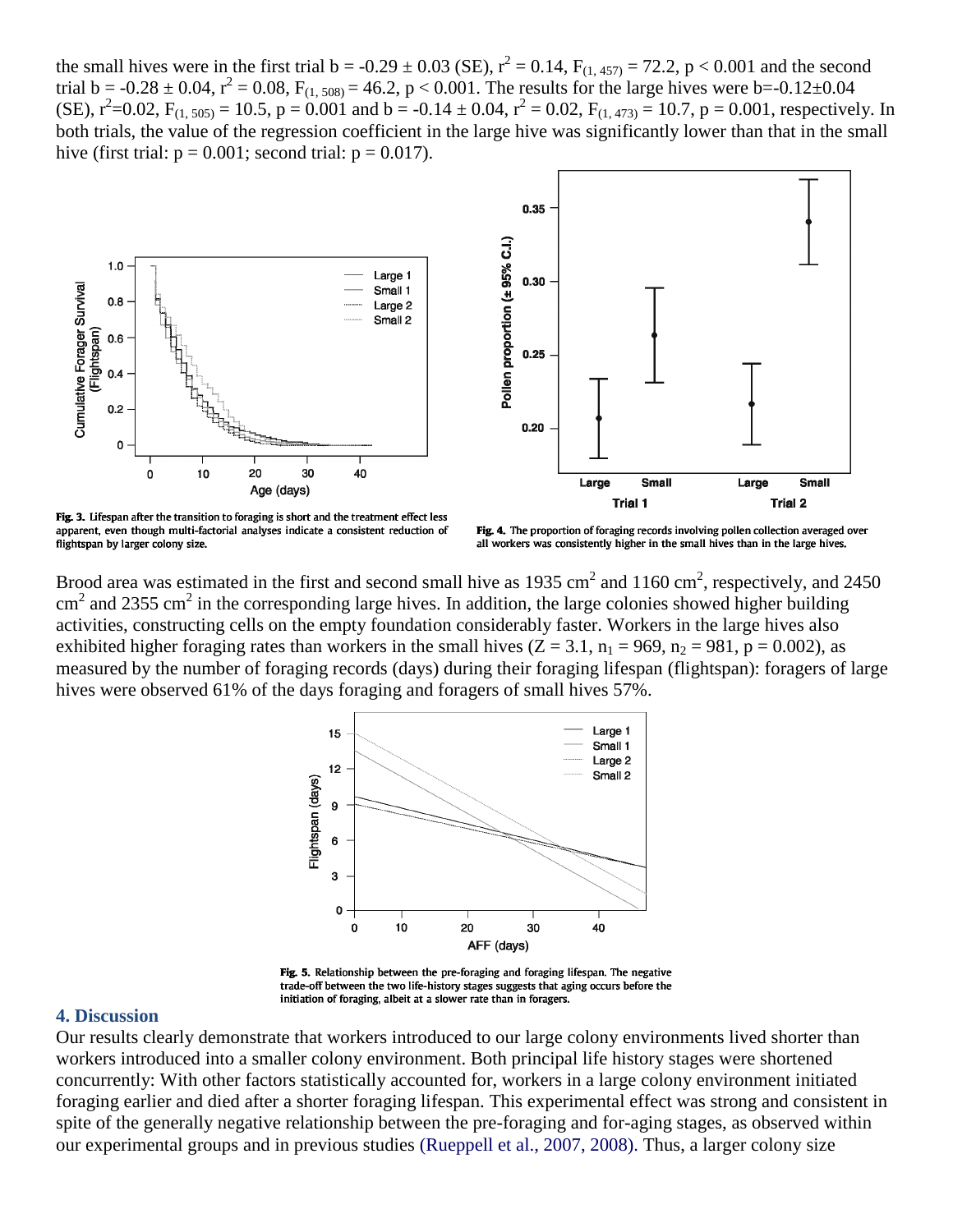the small hives were in the first trial b = -0.29 ± 0.03 (SE), $r^2 = 0.14$, $F_{(1, 457)} = 72.2$, $p < 0.001$ and the second trial b = -0.28 ± 0.04, $r^2 = 0.08$, $F_{(1, 508)} = 46.2$, $p < 0.001$. The results for the large hives were b=-0.12±0.04 (SE), $r^2$=0.02, $F_{(1, 505)} = 10.5$, p = 0.001 and b = -0.14 ± 0.04, $r^2 = 0.02$, $F_{(1, 473)} = 10.7$, p = 0.001, respectively. In both trials, the value of the regression coefficient in the large hive was significantly lower than that in the small hive (first trial: p = 0.001; second trial: p = 0.017).

**Fig. 3.** Lifespan after the transition to foraging is short and the treatment effect less apparent, even though multi-factorial analyses indicate a consistent reduction of flightspan by larger colony size.

**Fig. 4.** The proportion of foraging records involving pollen collection averaged over all workers was consistently higher in the small hives than in the large hives.

Brood area was estimated in the first and second small hive as 1935 $cm^2$ and 1160 $cm^2$, respectively, and 2450 $cm^2$ and 2355 $cm^2$ in the corresponding large hives. In addition, the large colonies showed higher building activities, constructing cells on the empty foundation considerably faster. Workers in the large hives also exhibited higher foraging rates than workers in the small hives ($Z = 3.1$, $n_1 = 969$, $n_2 = 981$, $p = 0.002$), as measured by the number of foraging records (days) during their foraging lifespan (flightspan): foragers of large hives were observed 61% of the days foraging and foragers of small hives 57%.

**Fig. 5.** Relationship between the pre-foraging and foraging lifespan. The negative trade-off between the two life-history stages suggests that aging occurs before the initiation of foraging, albeit at a slower rate than in foragers.

## 4. Discussion

Our results clearly demonstrate that workers introduced to our large colony environments lived shorter than workers introduced into a smaller colony environment. Both principal life history stages were shortened concurrently: With other factors statistically accounted for, workers in a large colony environment initiated foraging earlier and died after a shorter foraging lifespan. This experimental effect was strong and consistent in spite of the generally negative relationship between the pre-foraging and for-aging stages, as observed within our experimental groups and in previous studies (Rueppell et al., 2007, 2008). Thus, a larger colony size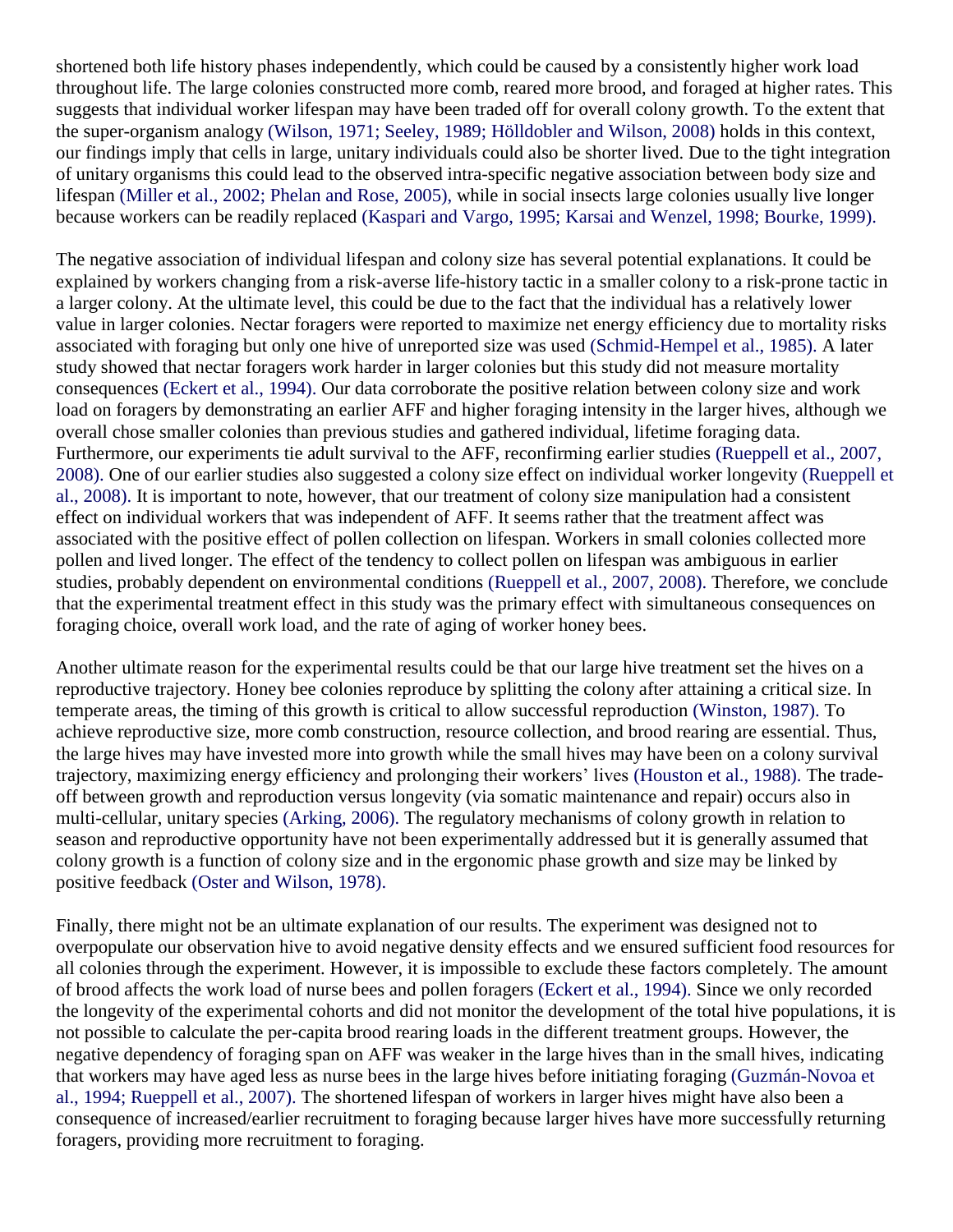shortened both life history phases independently, which could be caused by a consistently higher work load throughout life. The large colonies constructed more comb, reared more brood, and foraged at higher rates. This suggests that individual worker lifespan may have been traded off for overall colony growth. To the extent that the super-organism analogy (Wilson, 1971; Seeley, 1989; Hölldobler and Wilson, 2008) holds in this context, our findings imply that cells in large, unitary individuals could also be shorter lived. Due to the tight integration of unitary organisms this could lead to the observed intra-specific negative association between body size and lifespan (Miller et al., 2002; Phelan and Rose, 2005), while in social insects large colonies usually live longer because workers can be readily replaced (Kaspari and Vargo, 1995; Karsai and Wenzel, 1998; Bourke, 1999).

The negative association of individual lifespan and colony size has several potential explanations. It could be explained by workers changing from a risk-averse life-history tactic in a smaller colony to a risk-prone tactic in a larger colony. At the ultimate level, this could be due to the fact that the individual has a relatively lower value in larger colonies. Nectar foragers were reported to maximize net energy efficiency due to mortality risks associated with foraging but only one hive of unreported size was used (Schmid-Hempel et al., 1985). A later study showed that nectar foragers work harder in larger colonies but this study did not measure mortality consequences (Eckert et al., 1994). Our data corroborate the positive relation between colony size and work load on foragers by demonstrating an earlier AFF and higher foraging intensity in the larger hives, although we overall chose smaller colonies than previous studies and gathered individual, lifetime foraging data. Furthermore, our experiments tie adult survival to the AFF, reconfirming earlier studies (Rueppell et al., 2007, 2008). One of our earlier studies also suggested a colony size effect on individual worker longevity (Rueppell et al., 2008). It is important to note, however, that our treatment of colony size manipulation had a consistent effect on individual workers that was independent of AFF. It seems rather that the treatment affect was associated with the positive effect of pollen collection on lifespan. Workers in small colonies collected more pollen and lived longer. The effect of the tendency to collect pollen on lifespan was ambiguous in earlier studies, probably dependent on environmental conditions (Rueppell et al., 2007, 2008). Therefore, we conclude that the experimental treatment effect in this study was the primary effect with simultaneous consequences on foraging choice, overall work load, and the rate of aging of worker honey bees.

Another ultimate reason for the experimental results could be that our large hive treatment set the hives on a reproductive trajectory. Honey bee colonies reproduce by splitting the colony after attaining a critical size. In temperate areas, the timing of this growth is critical to allow successful reproduction (Winston, 1987). To achieve reproductive size, more comb construction, resource collection, and brood rearing are essential. Thus, the large hives may have invested more into growth while the small hives may have been on a colony survival trajectory, maximizing energy efficiency and prolonging their workers' lives (Houston et al., 1988). The trade-off between growth and reproduction versus longevity (via somatic maintenance and repair) occurs also in multi-cellular, unitary species (Arking, 2006). The regulatory mechanisms of colony growth in relation to season and reproductive opportunity have not been experimentally addressed but it is generally assumed that colony growth is a function of colony size and in the ergonomic phase growth and size may be linked by positive feedback (Oster and Wilson, 1978).

Finally, there might not be an ultimate explanation of our results. The experiment was designed not to overpopulate our observation hive to avoid negative density effects and we ensured sufficient food resources for all colonies through the experiment. However, it is impossible to exclude these factors completely. The amount of brood affects the work load of nurse bees and pollen foragers (Eckert et al., 1994). Since we only recorded the longevity of the experimental cohorts and did not monitor the development of the total hive populations, it is not possible to calculate the per-capita brood rearing loads in the different treatment groups. However, the negative dependency of foraging span on AFF was weaker in the large hives than in the small hives, indicating that workers may have aged less as nurse bees in the large hives before initiating foraging (Guzmán-Novoa et al., 1994; Rueppell et al., 2007). The shortened lifespan of workers in larger hives might have also been a consequence of increased/earlier recruitment to foraging because larger hives have more successfully returning foragers, providing more recruitment to foraging.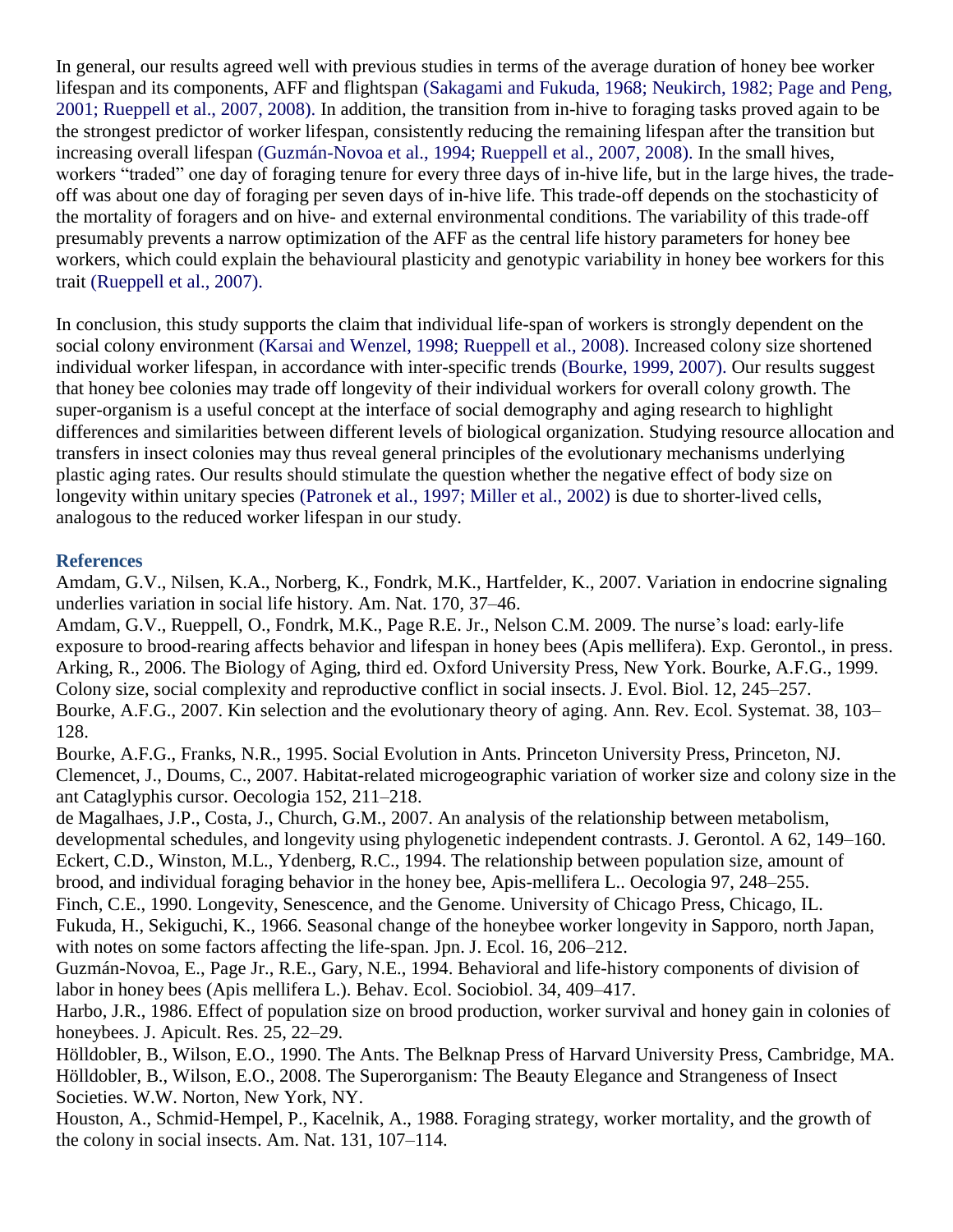In general, our results agreed well with previous studies in terms of the average duration of honey bee worker lifespan and its components, AFF and flightspan (Sakagami and Fukuda, 1968; Neukirch, 1982; Page and Peng, 2001; Rueppell et al., 2007, 2008). In addition, the transition from in-hive to foraging tasks proved again to be the strongest predictor of worker lifespan, consistently reducing the remaining lifespan after the transition but increasing overall lifespan (Guzmán-Novoa et al., 1994; Rueppell et al., 2007, 2008). In the small hives, workers "traded" one day of foraging tenure for every three days of in-hive life, but in the large hives, the trade-off was about one day of foraging per seven days of in-hive life. This trade-off depends on the stochasticity of the mortality of foragers and on hive- and external environmental conditions. The variability of this trade-off presumably prevents a narrow optimization of the AFF as the central life history parameters for honey bee workers, which could explain the behavioural plasticity and genotypic variability in honey bee workers for this trait (Rueppell et al., 2007).

In conclusion, this study supports the claim that individual life-span of workers is strongly dependent on the social colony environment (Karsai and Wenzel, 1998; Rueppell et al., 2008). Increased colony size shortened individual worker lifespan, in accordance with inter-specific trends (Bourke, 1999, 2007). Our results suggest that honey bee colonies may trade off longevity of their individual workers for overall colony growth. The super-organism is a useful concept at the interface of social demography and aging research to highlight differences and similarities between different levels of biological organization. Studying resource allocation and transfers in insect colonies may thus reveal general principles of the evolutionary mechanisms underlying plastic aging rates. Our results should stimulate the question whether the negative effect of body size on longevity within unitary species (Patronek et al., 1997; Miller et al., 2002) is due to shorter-lived cells, analogous to the reduced worker lifespan in our study.

## References

Amdam, G.V., Nilsen, K.A., Norberg, K., Fondrk, M.K., Hartfelder, K., 2007. Variation in endocrine signaling underlies variation in social life history. Am. Nat. 170, 37–46.

Amdam, G.V., Rueppell, O., Fondrk, M.K., Page R.E. Jr., Nelson C.M. 2009. The nurse's load: early-life exposure to brood-rearing affects behavior and lifespan in honey bees (Apis mellifera). Exp. Gerontol., in press.

Arking, R., 2006. The Biology of Aging, third ed. Oxford University Press, New York.

Bourke, A.F.G., 1999. Colony size, social complexity and reproductive conflict in social insects. J. Evol. Biol. 12, 245–257.

Bourke, A.F.G., 2007. Kin selection and the evolutionary theory of aging. Ann. Rev. Ecol. Systemat. 38, 103–128.

Bourke, A.F.G., Franks, N.R., 1995. Social Evolution in Ants. Princeton University Press, Princeton, NJ.

Clemencet, J., Doums, C., 2007. Habitat-related microgeographic variation of worker size and colony size in the ant Cataglyphis cursor. Oecologia 152, 211–218.

de Magalhaes, J.P., Costa, J., Church, G.M., 2007. An analysis of the relationship between metabolism, developmental schedules, and longevity using phylogenetic independent contrasts. J. Gerontol. A 62, 149–160.

Eckert, C.D., Winston, M.L., Ydenberg, R.C., 1994. The relationship between population size, amount of brood, and individual foraging behavior in the honey bee, Apis-mellifera L.. Oecologia 97, 248–255.

Finch, C.E., 1990. Longevity, Senescence, and the Genome. University of Chicago Press, Chicago, IL.

Fukuda, H., Sekiguchi, K., 1966. Seasonal change of the honeybee worker longevity in Sapporo, north Japan, with notes on some factors affecting the life-span. Jpn. J. Ecol. 16, 206–212.

Guzmán-Novoa, E., Page Jr., R.E., Gary, N.E., 1994. Behavioral and life-history components of division of labor in honey bees (Apis mellifera L.). Behav. Ecol. Sociobiol. 34, 409–417.

Harbo, J.R., 1986. Effect of population size on brood production, worker survival and honey gain in colonies of honeybees. J. Apicult. Res. 25, 22–29.

Hölldobler, B., Wilson, E.O., 1990. The Ants. The Belknap Press of Harvard University Press, Cambridge, MA.

Hölldobler, B., Wilson, E.O., 2008. The Superorganism: The Beauty Elegance and Strangeness of Insect Societies. W.W. Norton, New York, NY.

Houston, A., Schmid-Hempel, P., Kacelnik, A., 1988. Foraging strategy, worker mortality, and the growth of the colony in social insects. Am. Nat. 131, 107–114.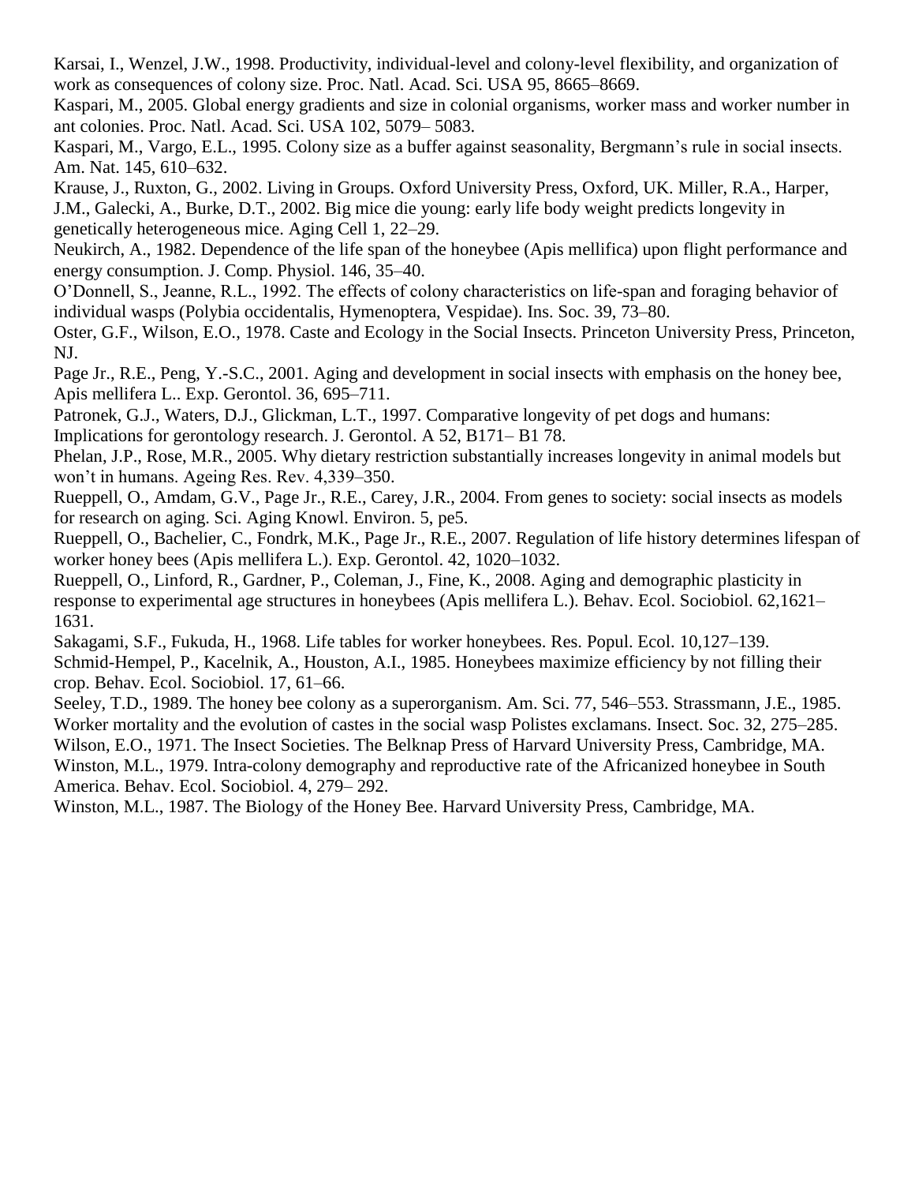Karsai, I., Wenzel, J.W., 1998. Productivity, individual-level and colony-level flexibility, and organization of work as consequences of colony size. Proc. Natl. Acad. Sci. USA 95, 8665–8669.

Kaspari, M., 2005. Global energy gradients and size in colonial organisms, worker mass and worker number in ant colonies. Proc. Natl. Acad. Sci. USA 102, 5079– 5083.

Kaspari, M., Vargo, E.L., 1995. Colony size as a buffer against seasonality, Bergmann's rule in social insects. Am. Nat. 145, 610–632.

Krause, J., Ruxton, G., 2002. Living in Groups. Oxford University Press, Oxford, UK. Miller, R.A., Harper, J.M., Galecki, A., Burke, D.T., 2002. Big mice die young: early life body weight predicts longevity in genetically heterogeneous mice. Aging Cell 1, 22–29.

Neukirch, A., 1982. Dependence of the life span of the honeybee (Apis mellifica) upon flight performance and energy consumption. J. Comp. Physiol. 146, 35–40.

O'Donnell, S., Jeanne, R.L., 1992. The effects of colony characteristics on life-span and foraging behavior of individual wasps (Polybia occidentalis, Hymenoptera, Vespidae). Ins. Soc. 39, 73–80.

Oster, G.F., Wilson, E.O., 1978. Caste and Ecology in the Social Insects. Princeton University Press, Princeton, NJ.

Page Jr., R.E., Peng, Y.-S.C., 2001. Aging and development in social insects with emphasis on the honey bee, Apis mellifera L.. Exp. Gerontol. 36, 695–711.

Patronek, G.J., Waters, D.J., Glickman, L.T., 1997. Comparative longevity of pet dogs and humans: Implications for gerontology research. J. Gerontol. A 52, B171– B1 78.

Phelan, J.P., Rose, M.R., 2005. Why dietary restriction substantially increases longevity in animal models but won't in humans. Ageing Res. Rev. 4,339–350.

Rueppell, O., Amdam, G.V., Page Jr., R.E., Carey, J.R., 2004. From genes to society: social insects as models for research on aging. Sci. Aging Knowl. Environ. 5, pe5.

Rueppell, O., Bachelier, C., Fondrk, M.K., Page Jr., R.E., 2007. Regulation of life history determines lifespan of worker honey bees (Apis mellifera L.). Exp. Gerontol. 42, 1020–1032.

Rueppell, O., Linford, R., Gardner, P., Coleman, J., Fine, K., 2008. Aging and demographic plasticity in response to experimental age structures in honeybees (Apis mellifera L.). Behav. Ecol. Sociobiol. 62,1621–1631.

Sakagami, S.F., Fukuda, H., 1968. Life tables for worker honeybees. Res. Popul. Ecol. 10,127–139.

Schmid-Hempel, P., Kacelnik, A., Houston, A.I., 1985. Honeybees maximize efficiency by not filling their crop. Behav. Ecol. Sociobiol. 17, 61–66.

Seeley, T.D., 1989. The honey bee colony as a superorganism. Am. Sci. 77, 546–553. Strassmann, J.E., 1985. Worker mortality and the evolution of castes in the social wasp Polistes exclamans. Insect. Soc. 32, 275–285.

Wilson, E.O., 1971. The Insect Societies. The Belknap Press of Harvard University Press, Cambridge, MA.

Winston, M.L., 1979. Intra-colony demography and reproductive rate of the Africanized honeybee in South America. Behav. Ecol. Sociobiol. 4, 279– 292.

Winston, M.L., 1987. The Biology of the Honey Bee. Harvard University Press, Cambridge, MA.